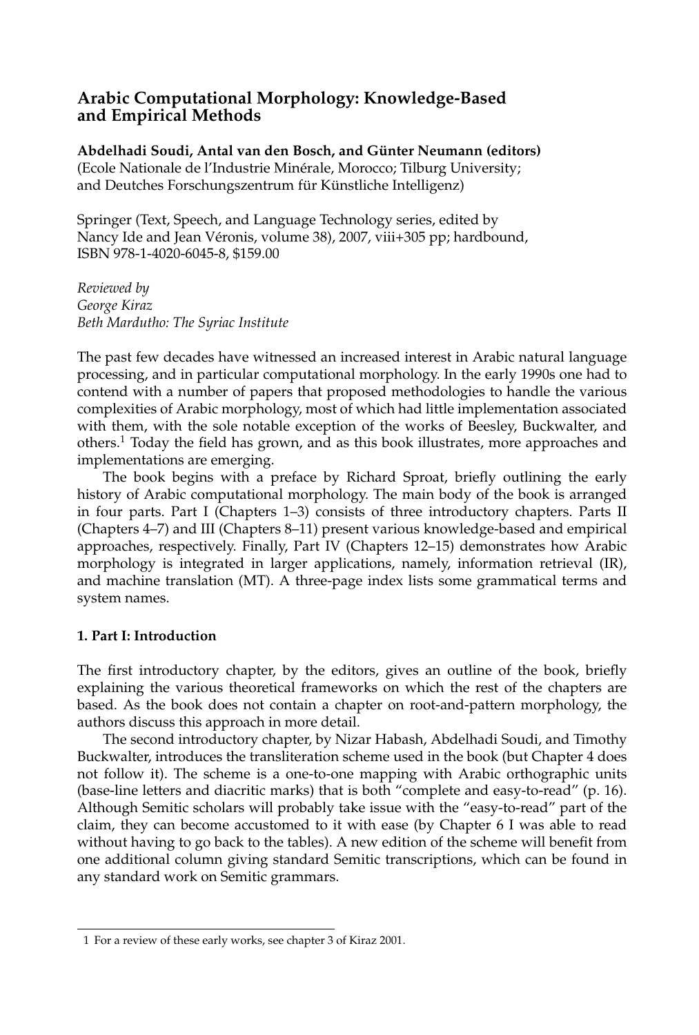# Arabic Computational Morphology: Knowledge-Based and Empirical Methods

**Abdelhadi Soudi, Antal van den Bosch, and Günter Neumann (editors)**
(Ecole Nationale de l'Industrie Minérale, Morocco; Tilburg University; and Deutches Forschungszentrum für Künstliche Intelligenz)

Springer (Text, Speech, and Language Technology series, edited by Nancy Ide and Jean Véronis, volume 38), 2007, viii+305 pp; hardbound, ISBN 978-1-4020-6045-8, $159.00

*Reviewed by*
*George Kiraz*
*Beth Mardutho: The Syriac Institute*

The past few decades have witnessed an increased interest in Arabic natural language processing, and in particular computational morphology. In the early 1990s one had to contend with a number of papers that proposed methodologies to handle the various complexities of Arabic morphology, most of which had little implementation associated with them, with the sole notable exception of the works of Beesley, Buckwalter, and others.[1] Today the field has grown, and as this book illustrates, more approaches and implementations are emerging.

The book begins with a preface by Richard Sproat, briefly outlining the early history of Arabic computational morphology. The main body of the book is arranged in four parts. Part I (Chapters 1–3) consists of three introductory chapters. Parts II (Chapters 4–7) and III (Chapters 8–11) present various knowledge-based and empirical approaches, respectively. Finally, Part IV (Chapters 12–15) demonstrates how Arabic morphology is integrated in larger applications, namely, information retrieval (IR), and machine translation (MT). A three-page index lists some grammatical terms and system names.

## 1. Part I: Introduction

The first introductory chapter, by the editors, gives an outline of the book, briefly explaining the various theoretical frameworks on which the rest of the chapters are based. As the book does not contain a chapter on root-and-pattern morphology, the authors discuss this approach in more detail.

The second introductory chapter, by Nizar Habash, Abdelhadi Soudi, and Timothy Buckwalter, introduces the transliteration scheme used in the book (but Chapter 4 does not follow it). The scheme is a one-to-one mapping with Arabic orthographic units (base-line letters and diacritic marks) that is both "complete and easy-to-read" (p. 16). Although Semitic scholars will probably take issue with the "easy-to-read" part of the claim, they can become accustomed to it with ease (by Chapter 6 I was able to read without having to go back to the tables). A new edition of the scheme will benefit from one additional column giving standard Semitic transcriptions, which can be found in any standard work on Semitic grammars.

1 For a review of these early works, see chapter 3 of Kiraz 2001.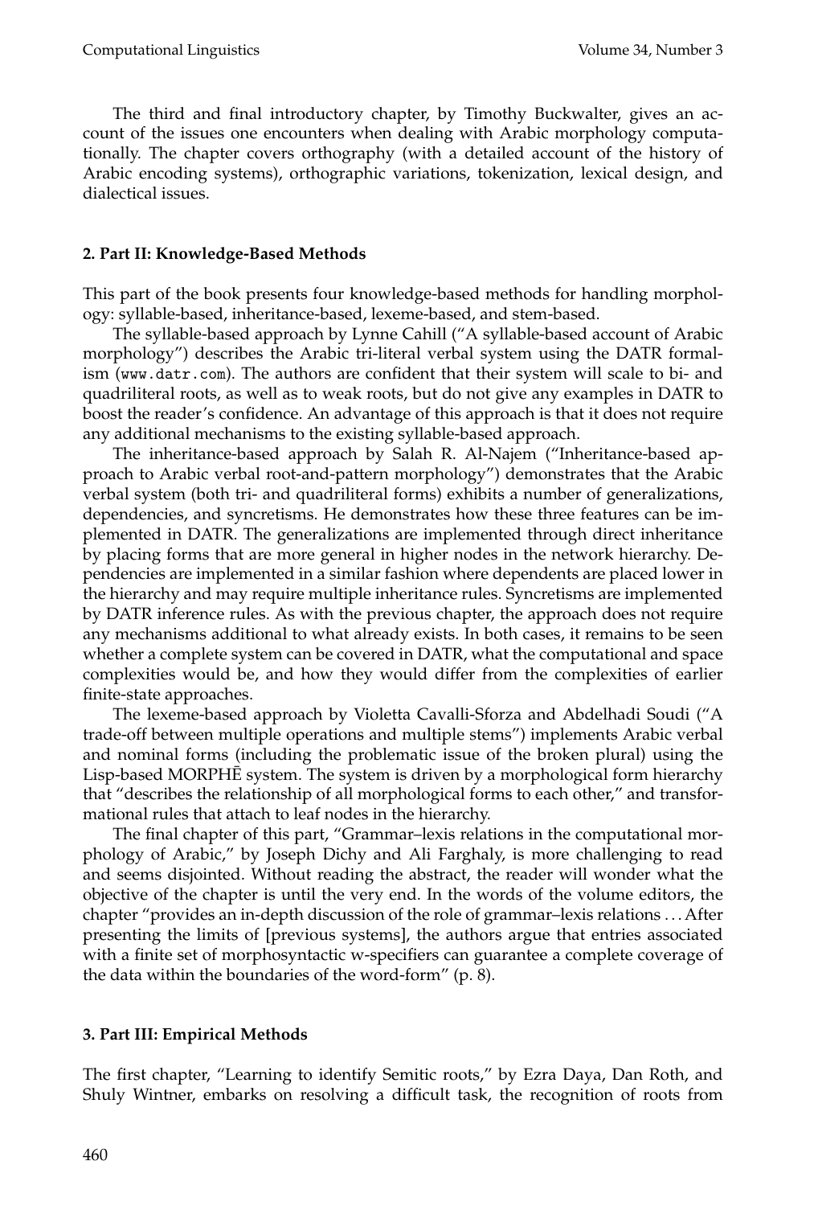The third and final introductory chapter, by Timothy Buckwalter, gives an account of the issues one encounters when dealing with Arabic morphology computationally. The chapter covers orthography (with a detailed account of the history of Arabic encoding systems), orthographic variations, tokenization, lexical design, and dialectical issues.

## 2. Part II: Knowledge-Based Methods

This part of the book presents four knowledge-based methods for handling morphology: syllable-based, inheritance-based, lexeme-based, and stem-based.

The syllable-based approach by Lynne Cahill ("A syllable-based account of Arabic morphology") describes the Arabic tri-literal verbal system using the DATR formalism (`www.datr.com`). The authors are confident that their system will scale to bi- and quadriliteral roots, as well as to weak roots, but do not give any examples in DATR to boost the reader's confidence. An advantage of this approach is that it does not require any additional mechanisms to the existing syllable-based approach.

The inheritance-based approach by Salah R. Al-Najem ("Inheritance-based approach to Arabic verbal root-and-pattern morphology") demonstrates that the Arabic verbal system (both tri- and quadriliteral forms) exhibits a number of generalizations, dependencies, and syncretisms. He demonstrates how these three features can be implemented in DATR. The generalizations are implemented through direct inheritance by placing forms that are more general in higher nodes in the network hierarchy. Dependencies are implemented in a similar fashion where dependents are placed lower in the hierarchy and may require multiple inheritance rules. Syncretisms are implemented by DATR inference rules. As with the previous chapter, the approach does not require any mechanisms additional to what already exists. In both cases, it remains to be seen whether a complete system can be covered in DATR, what the computational and space complexities would be, and how they would differ from the complexities of earlier finite-state approaches.

The lexeme-based approach by Violetta Cavalli-Sforza and Abdelhadi Soudi ("A trade-off between multiple operations and multiple stems") implements Arabic verbal and nominal forms (including the problematic issue of the broken plural) using the Lisp-based MORPHĒ system. The system is driven by a morphological form hierarchy that "describes the relationship of all morphological forms to each other," and transformational rules that attach to leaf nodes in the hierarchy.

The final chapter of this part, "Grammar–lexis relations in the computational morphology of Arabic," by Joseph Dichy and Ali Farghaly, is more challenging to read and seems disjointed. Without reading the abstract, the reader will wonder what the objective of the chapter is until the very end. In the words of the volume editors, the chapter "provides an in-depth discussion of the role of grammar–lexis relations . . . After presenting the limits of [previous systems], the authors argue that entries associated with a finite set of morphosyntactic w-specifiers can guarantee a complete coverage of the data within the boundaries of the word-form" (p. 8).

## 3. Part III: Empirical Methods

The first chapter, "Learning to identify Semitic roots," by Ezra Daya, Dan Roth, and Shuly Wintner, embarks on resolving a difficult task, the recognition of roots from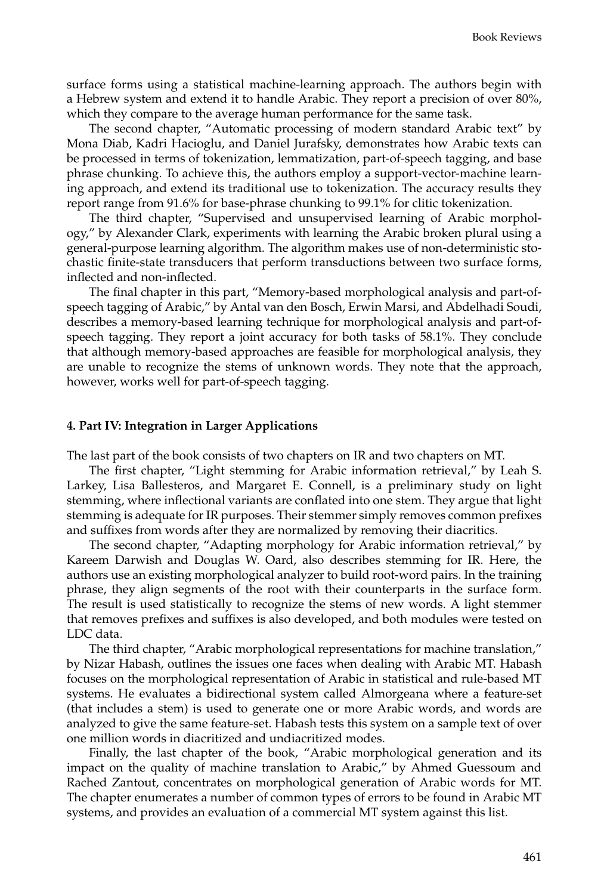surface forms using a statistical machine-learning approach. The authors begin with a Hebrew system and extend it to handle Arabic. They report a precision of over 80%, which they compare to the average human performance for the same task.

The second chapter, "Automatic processing of modern standard Arabic text" by Mona Diab, Kadri Hacioglu, and Daniel Jurafsky, demonstrates how Arabic texts can be processed in terms of tokenization, lemmatization, part-of-speech tagging, and base phrase chunking. To achieve this, the authors employ a support-vector-machine learning approach, and extend its traditional use to tokenization. The accuracy results they report range from 91.6% for base-phrase chunking to 99.1% for clitic tokenization.

The third chapter, "Supervised and unsupervised learning of Arabic morphology," by Alexander Clark, experiments with learning the Arabic broken plural using a general-purpose learning algorithm. The algorithm makes use of non-deterministic stochastic finite-state transducers that perform transductions between two surface forms, inflected and non-inflected.

The final chapter in this part, "Memory-based morphological analysis and part-of-speech tagging of Arabic," by Antal van den Bosch, Erwin Marsi, and Abdelhadi Soudi, describes a memory-based learning technique for morphological analysis and part-of-speech tagging. They report a joint accuracy for both tasks of 58.1%. They conclude that although memory-based approaches are feasible for morphological analysis, they are unable to recognize the stems of unknown words. They note that the approach, however, works well for part-of-speech tagging.

#### 4. Part IV: Integration in Larger Applications

The last part of the book consists of two chapters on IR and two chapters on MT.

The first chapter, "Light stemming for Arabic information retrieval," by Leah S. Larkey, Lisa Ballesteros, and Margaret E. Connell, is a preliminary study on light stemming, where inflectional variants are conflated into one stem. They argue that light stemming is adequate for IR purposes. Their stemmer simply removes common prefixes and suffixes from words after they are normalized by removing their diacritics.

The second chapter, "Adapting morphology for Arabic information retrieval," by Kareem Darwish and Douglas W. Oard, also describes stemming for IR. Here, the authors use an existing morphological analyzer to build root-word pairs. In the training phrase, they align segments of the root with their counterparts in the surface form. The result is used statistically to recognize the stems of new words. A light stemmer that removes prefixes and suffixes is also developed, and both modules were tested on LDC data.

The third chapter, "Arabic morphological representations for machine translation," by Nizar Habash, outlines the issues one faces when dealing with Arabic MT. Habash focuses on the morphological representation of Arabic in statistical and rule-based MT systems. He evaluates a bidirectional system called Almorgeana where a feature-set (that includes a stem) is used to generate one or more Arabic words, and words are analyzed to give the same feature-set. Habash tests this system on a sample text of over one million words in diacritized and undiacritized modes.

Finally, the last chapter of the book, "Arabic morphological generation and its impact on the quality of machine translation to Arabic," by Ahmed Guessoum and Rached Zantout, concentrates on morphological generation of Arabic words for MT. The chapter enumerates a number of common types of errors to be found in Arabic MT systems, and provides an evaluation of a commercial MT system against this list.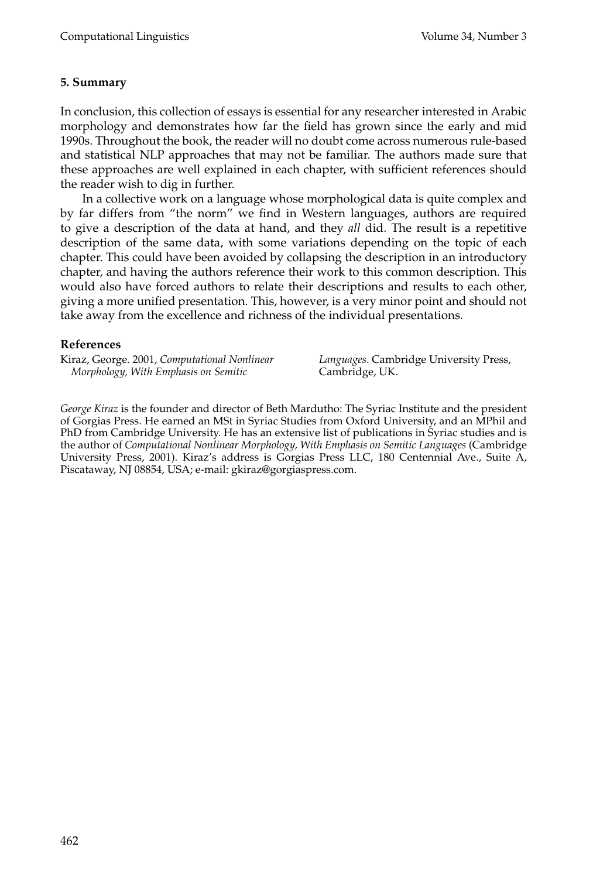## 5. Summary

In conclusion, this collection of essays is essential for any researcher interested in Arabic morphology and demonstrates how far the field has grown since the early and mid 1990s. Throughout the book, the reader will no doubt come across numerous rule-based and statistical NLP approaches that may not be familiar. The authors made sure that these approaches are well explained in each chapter, with sufficient references should the reader wish to dig in further.

In a collective work on a language whose morphological data is quite complex and by far differs from "the norm" we find in Western languages, authors are required to give a description of the data at hand, and they *all* did. The result is a repetitive description of the same data, with some variations depending on the topic of each chapter. This could have been avoided by collapsing the description in an introductory chapter, and having the authors reference their work to this common description. This would also have forced authors to relate their descriptions and results to each other, giving a more unified presentation. This, however, is a very minor point and should not take away from the excellence and richness of the individual presentations.

### References

Kiraz, George. 2001, *Computational Nonlinear Morphology, With Emphasis on Semitic Languages*. Cambridge University Press, Cambridge, UK.

*George Kiraz* is the founder and director of Beth Mardutho: The Syriac Institute and the president of Gorgias Press. He earned an MSt in Syriac Studies from Oxford University, and an MPhil and PhD from Cambridge University. He has an extensive list of publications in Syriac studies and is the author of *Computational Nonlinear Morphology, With Emphasis on Semitic Languages* (Cambridge University Press, 2001). Kiraz's address is Gorgias Press LLC, 180 Centennial Ave., Suite A, Piscataway, NJ 08854, USA; e-mail: gkiraz@gorgiaspress.com.